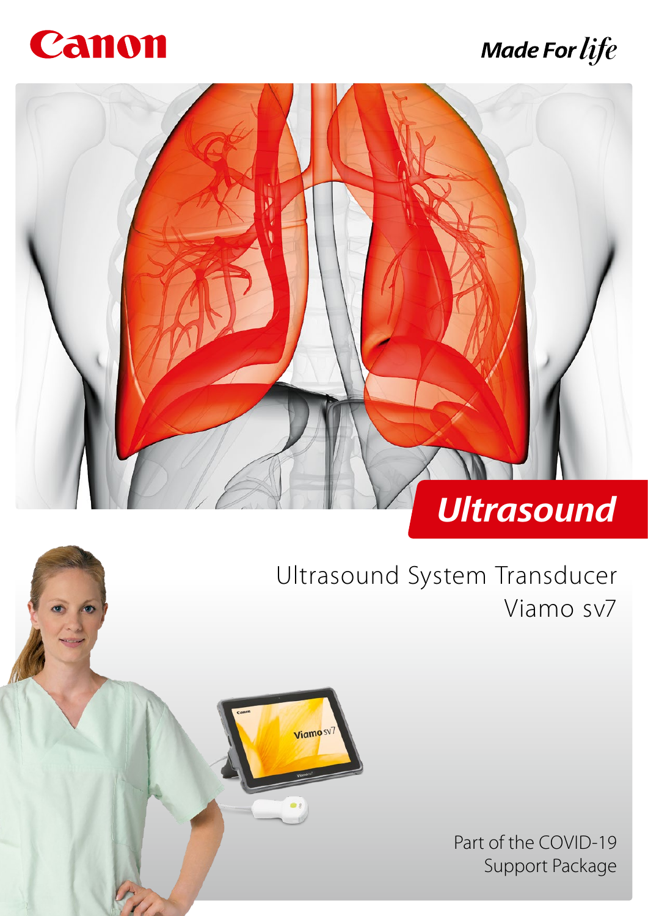Canon

Made For life

# Ultrasound

## Ultrasound System Transducer Viamo sv7

Part of the COVID-19 Support Package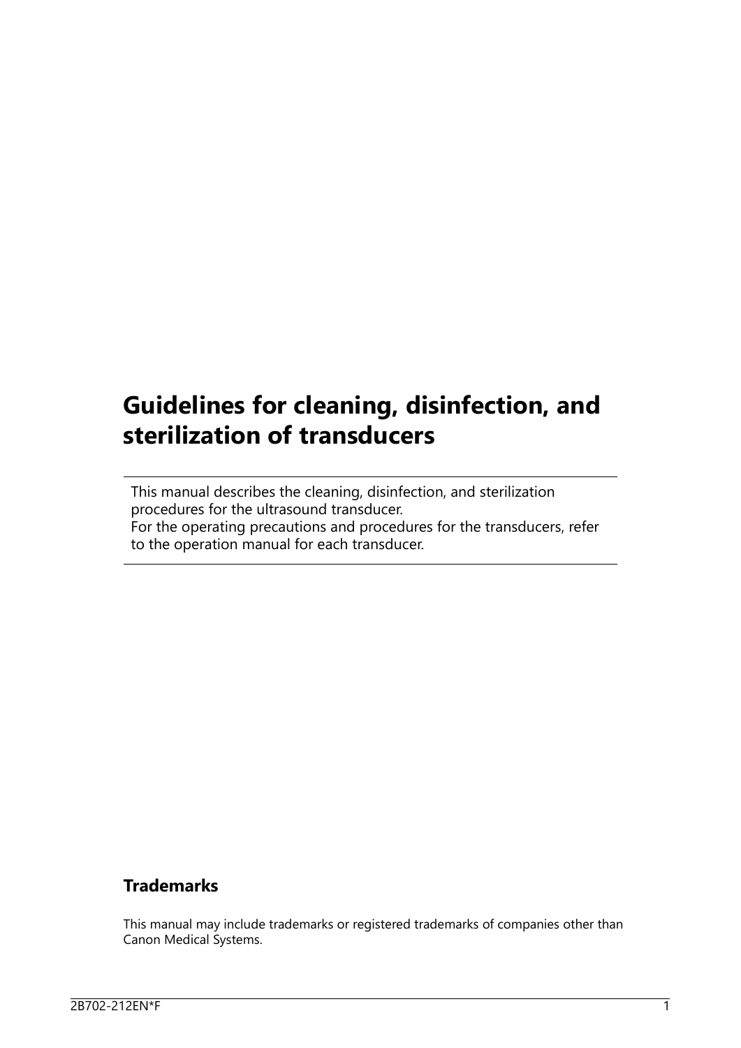# Guidelines for cleaning, disinfection, and sterilization of transducers

This manual describes the cleaning, disinfection, and sterilization procedures for the ultrasound transducer.
For the operating precautions and procedures for the transducers, refer to the operation manual for each transducer.

### Trademarks

This manual may include trademarks or registered trademarks of companies other than Canon Medical Systems.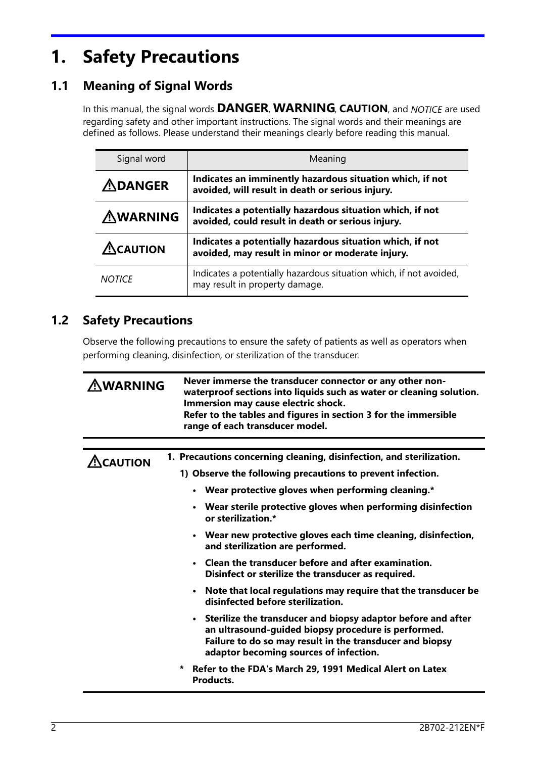# 1. Safety Precautions

## 1.1 Meaning of Signal Words

In this manual, the signal words **DANGER**, **WARNING**, **CAUTION**, and *NOTICE* are used regarding safety and other important instructions. The signal words and their meanings are defined as follows. Please understand their meanings clearly before reading this manual.

| Signal word | Meaning |
|---|---|
| ⚠**DANGER** | **Indicates an imminently hazardous situation which, if not avoided, will result in death or serious injury.** |
| ⚠**WARNING** | **Indicates a potentially hazardous situation which, if not avoided, could result in death or serious injury.** |
| ⚠**CAUTION** | **Indicates a potentially hazardous situation which, if not avoided, may result in minor or moderate injury.** |
| *NOTICE* | Indicates a potentially hazardous situation which, if not avoided, may result in property damage. |

## 1.2 Safety Precautions

Observe the following precautions to ensure the safety of patients as well as operators when performing cleaning, disinfection, or sterilization of the transducer.

---

⚠**WARNING**

**Never immerse the transducer connector or any other non-waterproof sections into liquids such as water or cleaning solution. Immersion may cause electric shock.**
**Refer to the tables and figures in section 3 for the immersible range of each transducer model.**

---

⚠**CAUTION**

**1. Precautions concerning cleaning, disinfection, and sterilization.**

**1) Observe the following precautions to prevent infection.**

- **Wear protective gloves when performing cleaning.***
- **Wear sterile protective gloves when performing disinfection or sterilization.***
- **Wear new protective gloves each time cleaning, disinfection, and sterilization are performed.**
- **Clean the transducer before and after examination. Disinfect or sterilize the transducer as required.**
- **Note that local regulations may require that the transducer be disinfected before sterilization.**
- **Sterilize the transducer and biopsy adaptor before and after an ultrasound-guided biopsy procedure is performed. Failure to do so may result in the transducer and biopsy adaptor becoming sources of infection.**

**\* Refer to the FDA's March 29, 1991 Medical Alert on Latex Products.**

---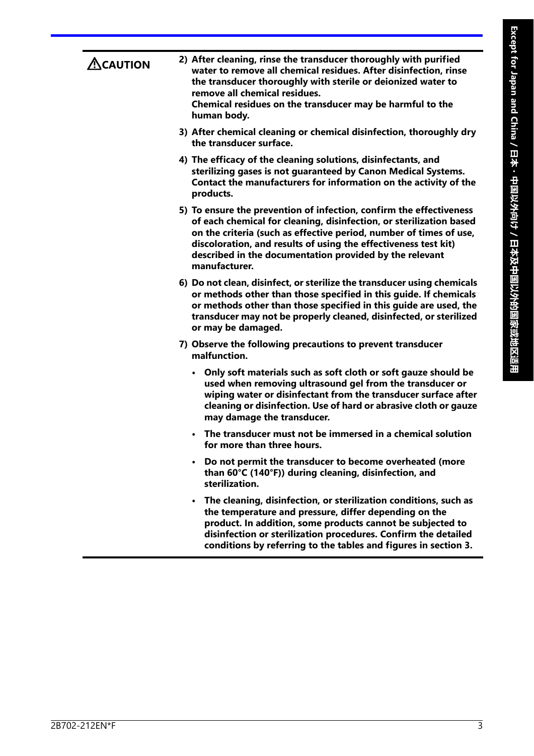**⚠CAUTION**

2) **After cleaning, rinse the transducer thoroughly with purified water to remove all chemical residues. After disinfection, rinse the transducer thoroughly with sterile or deionized water to remove all chemical residues.**
   **Chemical residues on the transducer may be harmful to the human body.**

3) **After chemical cleaning or chemical disinfection, thoroughly dry the transducer surface.**

4) **The efficacy of the cleaning solutions, disinfectants, and sterilizing gases is not guaranteed by Canon Medical Systems. Contact the manufacturers for information on the activity of the products.**

5) **To ensure the prevention of infection, confirm the effectiveness of each chemical for cleaning, disinfection, or sterilization based on the criteria (such as effective period, number of times of use, discoloration, and results of using the effectiveness test kit) described in the documentation provided by the relevant manufacturer.**

6) **Do not clean, disinfect, or sterilize the transducer using chemicals or methods other than those specified in this guide. If chemicals or methods other than those specified in this guide are used, the transducer may not be properly cleaned, disinfected, or sterilized or may be damaged.**

7) **Observe the following precautions to prevent transducer malfunction.**

   - **Only soft materials such as soft cloth or soft gauze should be used when removing ultrasound gel from the transducer or wiping water or disinfectant from the transducer surface after cleaning or disinfection. Use of hard or abrasive cloth or gauze may damage the transducer.**
   - **The transducer must not be immersed in a chemical solution for more than three hours.**
   - **Do not permit the transducer to become overheated (more than 60°C (140°F)) during cleaning, disinfection, and sterilization.**
   - **The cleaning, disinfection, or sterilization conditions, such as the temperature and pressure, differ depending on the product. In addition, some products cannot be subjected to disinfection or sterilization procedures. Confirm the detailed conditions by referring to the tables and figures in section 3.**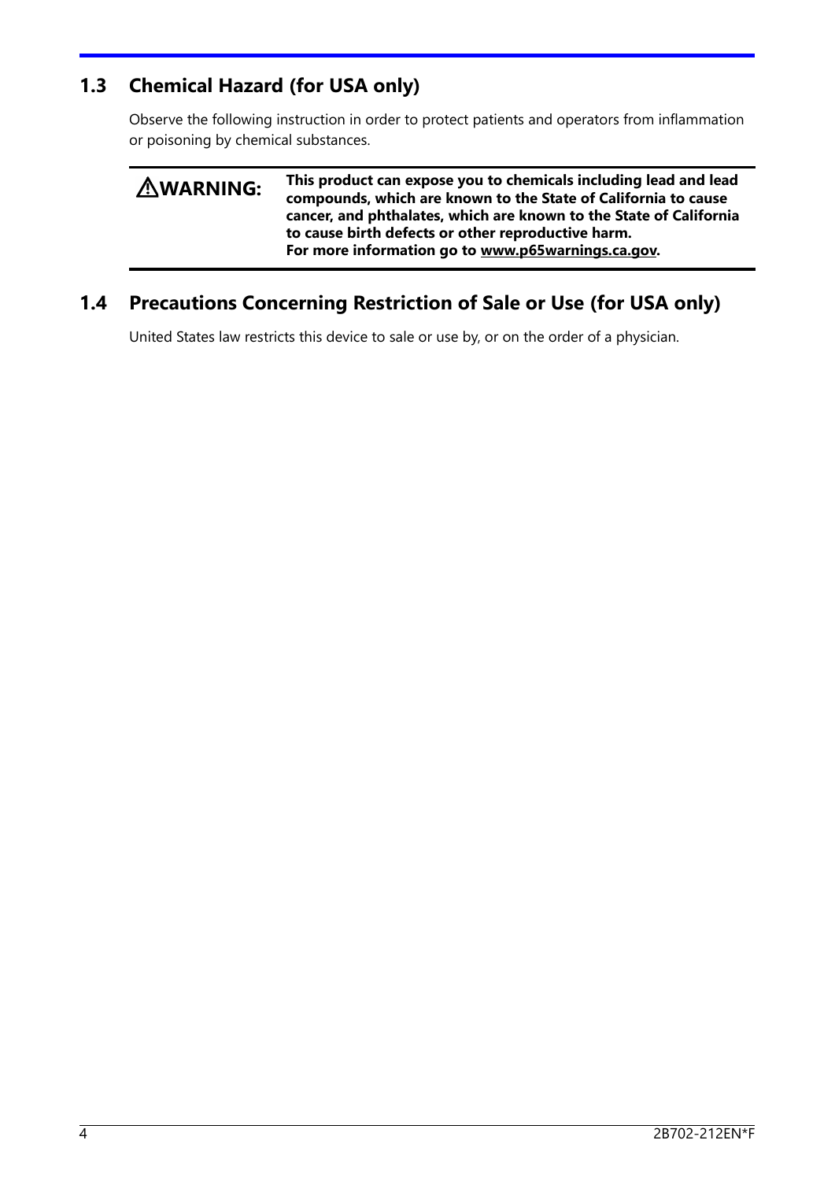## 1.3 Chemical Hazard (for USA only)

Observe the following instruction in order to protect patients and operators from inflammation or poisoning by chemical substances.

**⚠WARNING:** **This product can expose you to chemicals including lead and lead compounds, which are known to the State of California to cause cancer, and phthalates, which are known to the State of California to cause birth defects or other reproductive harm.**
**For more information go to www.p65warnings.ca.gov.**

## 1.4 Precautions Concerning Restriction of Sale or Use (for USA only)

United States law restricts this device to sale or use by, or on the order of a physician.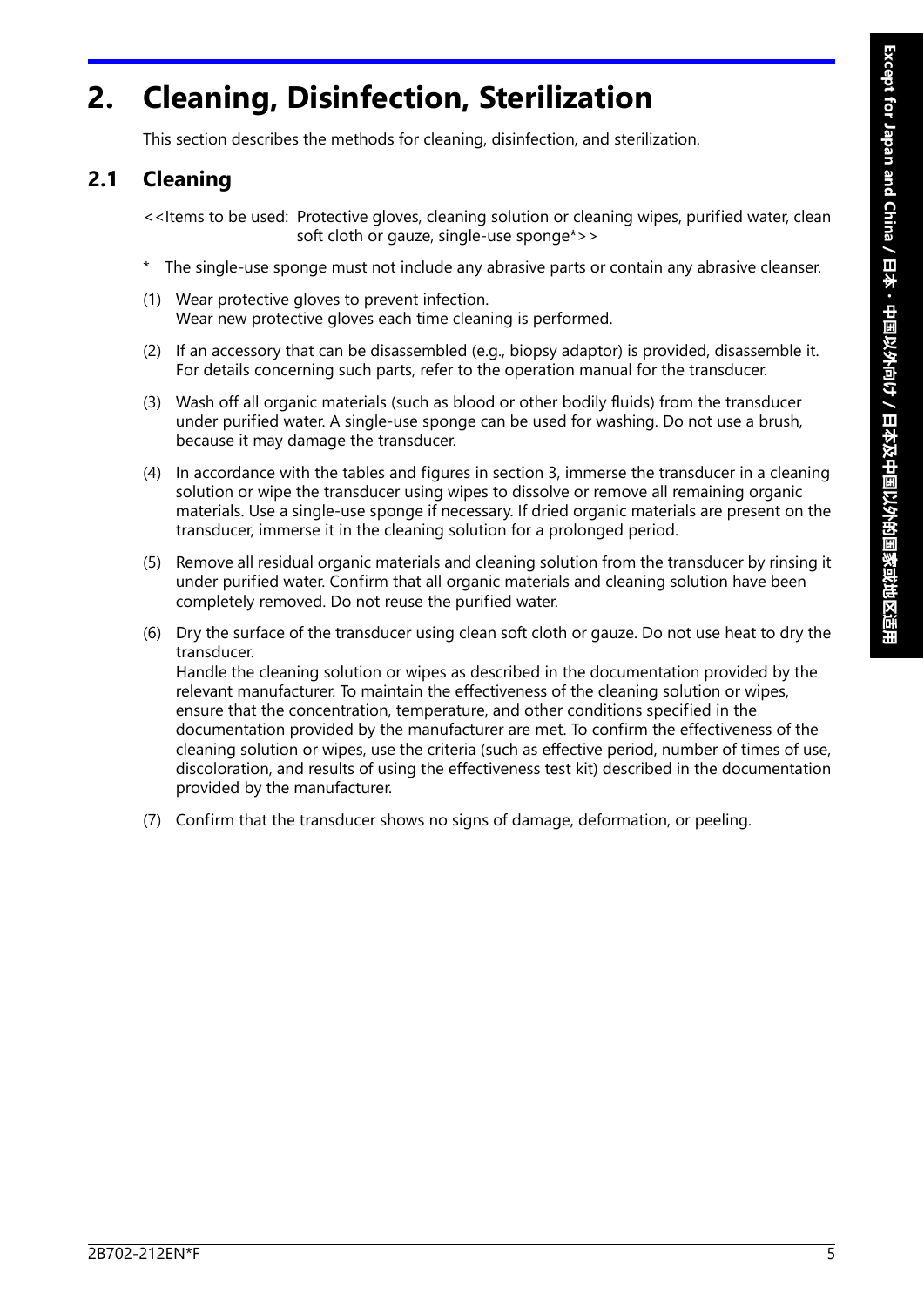# 2. Cleaning, Disinfection, Sterilization

This section describes the methods for cleaning, disinfection, and sterilization.

## 2.1 Cleaning

<<Items to be used: Protective gloves, cleaning solution or cleaning wipes, purified water, clean soft cloth or gauze, single-use sponge*>>

\* The single-use sponge must not include any abrasive parts or contain any abrasive cleanser.

(1) Wear protective gloves to prevent infection.
Wear new protective gloves each time cleaning is performed.

(2) If an accessory that can be disassembled (e.g., biopsy adaptor) is provided, disassemble it. For details concerning such parts, refer to the operation manual for the transducer.

(3) Wash off all organic materials (such as blood or other bodily fluids) from the transducer under purified water. A single-use sponge can be used for washing. Do not use a brush, because it may damage the transducer.

(4) In accordance with the tables and figures in section 3, immerse the transducer in a cleaning solution or wipe the transducer using wipes to dissolve or remove all remaining organic materials. Use a single-use sponge if necessary. If dried organic materials are present on the transducer, immerse it in the cleaning solution for a prolonged period.

(5) Remove all residual organic materials and cleaning solution from the transducer by rinsing it under purified water. Confirm that all organic materials and cleaning solution have been completely removed. Do not reuse the purified water.

(6) Dry the surface of the transducer using clean soft cloth or gauze. Do not use heat to dry the transducer.
Handle the cleaning solution or wipes as described in the documentation provided by the relevant manufacturer. To maintain the effectiveness of the cleaning solution or wipes, ensure that the concentration, temperature, and other conditions specified in the documentation provided by the manufacturer are met. To confirm the effectiveness of the cleaning solution or wipes, use the criteria (such as effective period, number of times of use, discoloration, and results of using the effectiveness test kit) described in the documentation provided by the manufacturer.

(7) Confirm that the transducer shows no signs of damage, deformation, or peeling.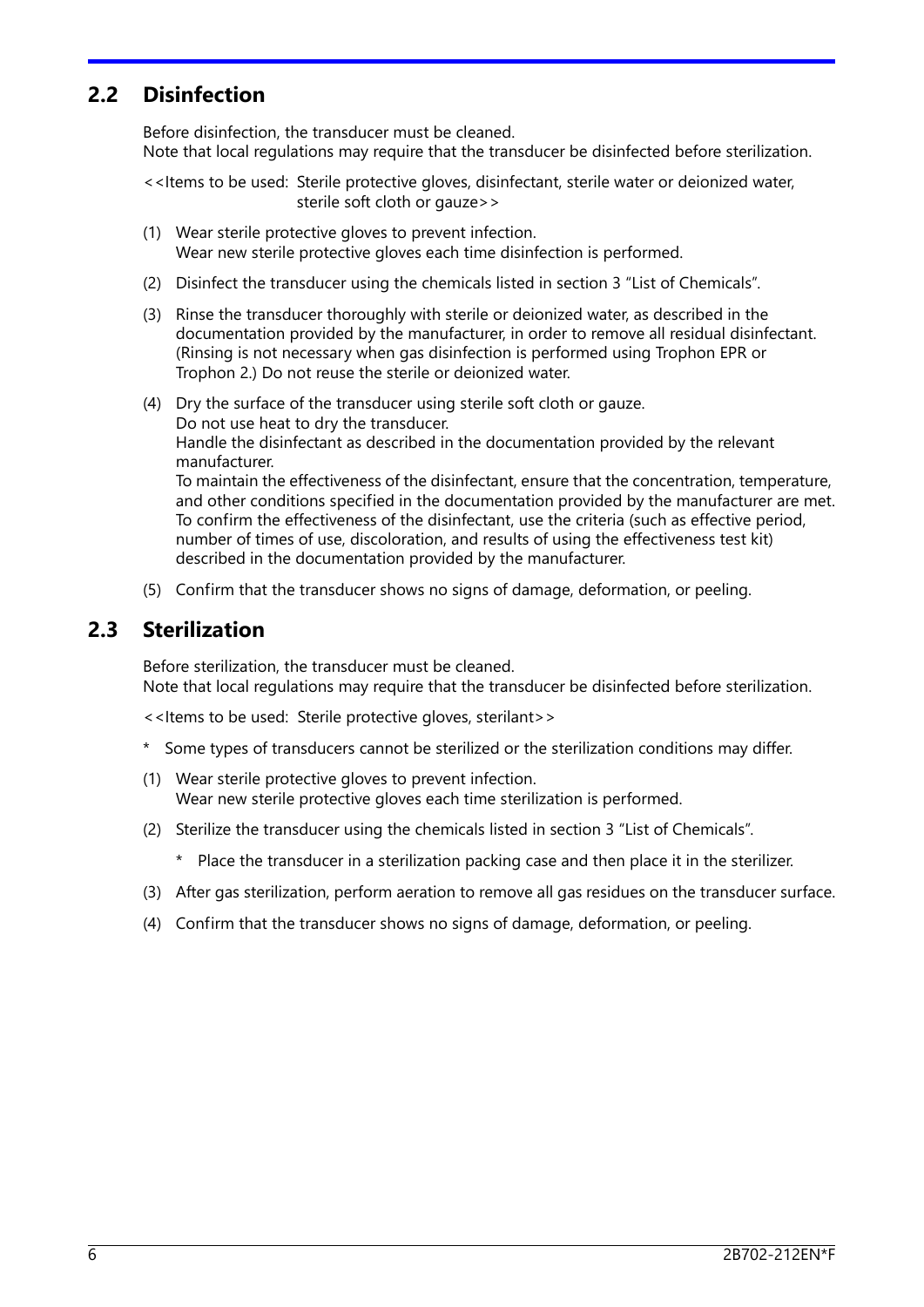## 2.2 Disinfection

Before disinfection, the transducer must be cleaned.
Note that local regulations may require that the transducer be disinfected before sterilization.

<<Items to be used: Sterile protective gloves, disinfectant, sterile water or deionized water, sterile soft cloth or gauze>>

(1) Wear sterile protective gloves to prevent infection.
Wear new sterile protective gloves each time disinfection is performed.

(2) Disinfect the transducer using the chemicals listed in section 3 "List of Chemicals".

(3) Rinse the transducer thoroughly with sterile or deionized water, as described in the documentation provided by the manufacturer, in order to remove all residual disinfectant. (Rinsing is not necessary when gas disinfection is performed using Trophon EPR or Trophon 2.) Do not reuse the sterile or deionized water.

(4) Dry the surface of the transducer using sterile soft cloth or gauze.
Do not use heat to dry the transducer.
Handle the disinfectant as described in the documentation provided by the relevant manufacturer.
To maintain the effectiveness of the disinfectant, ensure that the concentration, temperature, and other conditions specified in the documentation provided by the manufacturer are met.
To confirm the effectiveness of the disinfectant, use the criteria (such as effective period, number of times of use, discoloration, and results of using the effectiveness test kit) described in the documentation provided by the manufacturer.

(5) Confirm that the transducer shows no signs of damage, deformation, or peeling.

## 2.3 Sterilization

Before sterilization, the transducer must be cleaned.
Note that local regulations may require that the transducer be disinfected before sterilization.

<<Items to be used: Sterile protective gloves, sterilant>>

* Some types of transducers cannot be sterilized or the sterilization conditions may differ.

(1) Wear sterile protective gloves to prevent infection.
Wear new sterile protective gloves each time sterilization is performed.

(2) Sterilize the transducer using the chemicals listed in section 3 "List of Chemicals".

   * Place the transducer in a sterilization packing case and then place it in the sterilizer.

(3) After gas sterilization, perform aeration to remove all gas residues on the transducer surface.

(4) Confirm that the transducer shows no signs of damage, deformation, or peeling.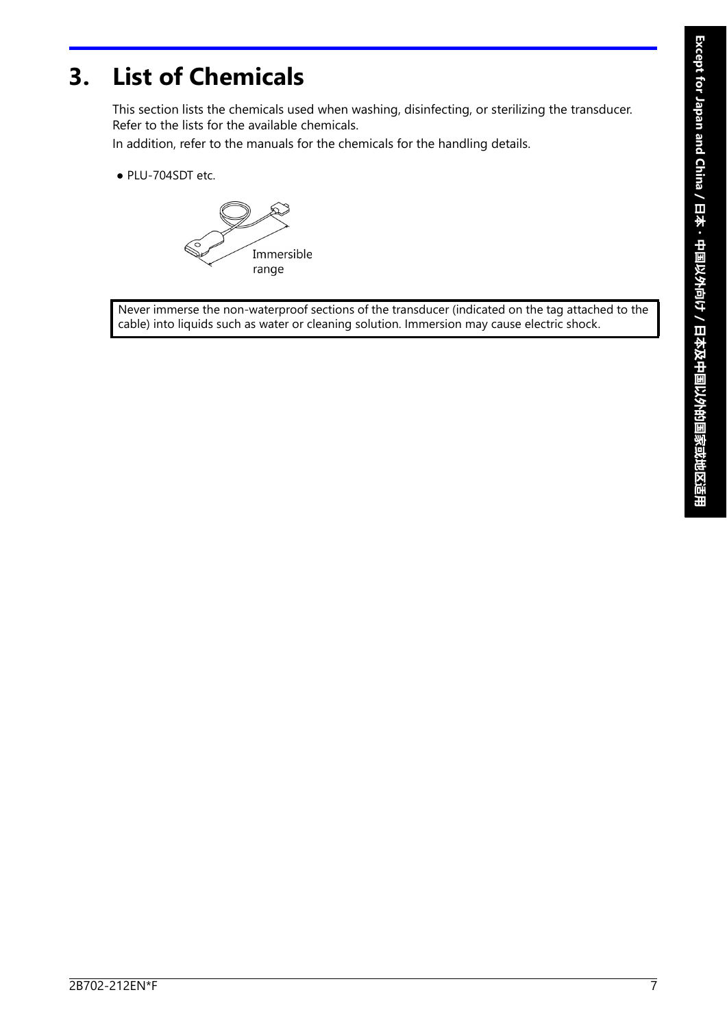# 3. List of Chemicals

This section lists the chemicals used when washing, disinfecting, or sterilizing the transducer. Refer to the lists for the available chemicals.

In addition, refer to the manuals for the chemicals for the handling details.

- PLU-704SDT etc.

Immersible range

| Never immerse the non-waterproof sections of the transducer (indicated on the tag attached to the cable) into liquids such as water or cleaning solution. Immersion may cause electric shock. |
|---|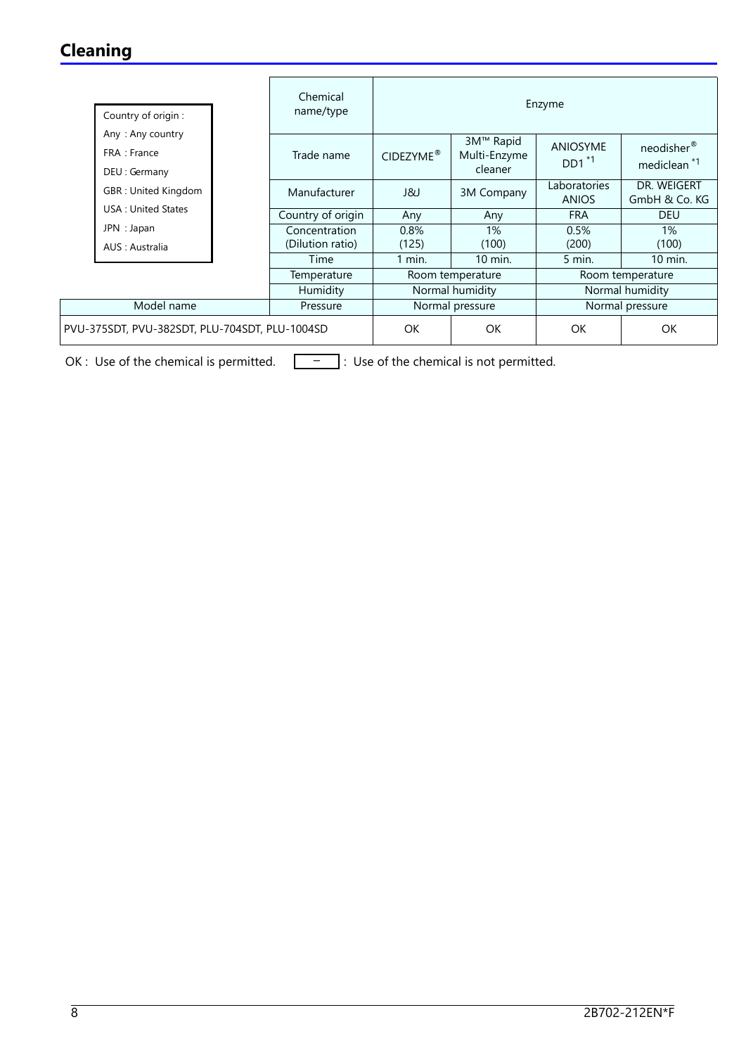## Cleaning

Country of origin :
Any : Any country
FRA : France
DEU : Germany
GBR : United Kingdom
USA : United States
JPN : Japan
AUS : Australia

| | Chemical name/type | Enzyme | | | |
|---|---|---|---|---|---|
| | Trade name | CIDEZYME® | 3M™ Rapid Multi-Enzyme cleaner | ANIOSYME DD1 *1 | neodisher® mediclean *1 |
| | Manufacturer | J&J | 3M Company | Laboratories ANIOS | DR. WEIGERT GmbH & Co. KG |
| | Country of origin | Any | Any | FRA | DEU |
| | Concentration (Dilution ratio) | 0.8% (125) | 1% (100) | 0.5% (200) | 1% (100) |
| | Time | 1 min. | 10 min. | 5 min. | 10 min. |
| | Temperature | Room temperature | | Room temperature | |
| | Humidity | Normal humidity | | Normal humidity | |
| Model name | Pressure | Normal pressure | | Normal pressure | |
| PVU-375SDT, PVU-382SDT, PLU-704SDT, PLU-1004SD | | OK | OK | OK | OK |

OK : Use of the chemical is permitted.  – : Use of the chemical is not permitted.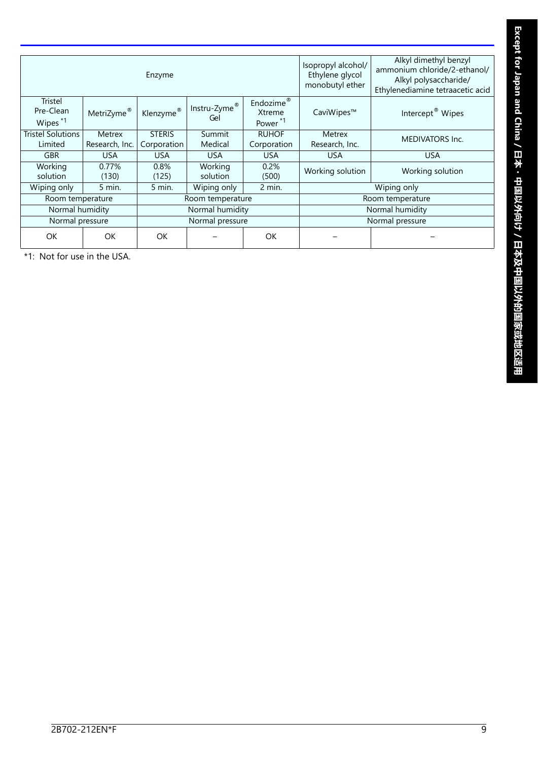| Enzyme | | | | | Isopropyl alcohol/ Ethylene glycol monobutyl ether | Alkyl dimethyl benzyl ammonium chloride/2-ethanol/ Alkyl polysaccharide/ Ethylenediamine tetraacetic acid |
|---|---|---|---|---|---|---|
| Tristel Pre-Clean Wipes *1 | MetriZyme® | Klenzyme® | Instru-Zyme® Gel | Endozime® Xtreme Power *1 | CaviWipes™ | Intercept® Wipes |
| Tristel Solutions Limited | Metrex Research, Inc. | STERIS Corporation | Summit Medical | RUHOF Corporation | Metrex Research, Inc. | MEDIVATORS Inc. |
| GBR | USA | USA | USA | USA | USA | USA |
| Working solution | 0.77% (130) | 0.8% (125) | Working solution | 0.2% (500) | Working solution | Working solution |
| Wiping only | 5 min. | 5 min. | Wiping only | 2 min. | Wiping only | |
| Room temperature | | Room temperature | | | Room temperature | |
| Normal humidity | | Normal humidity | | | Normal humidity | |
| Normal pressure | | Normal pressure | | | Normal pressure | |
| OK | OK | OK | – | OK | – | – |

*1: Not for use in the USA.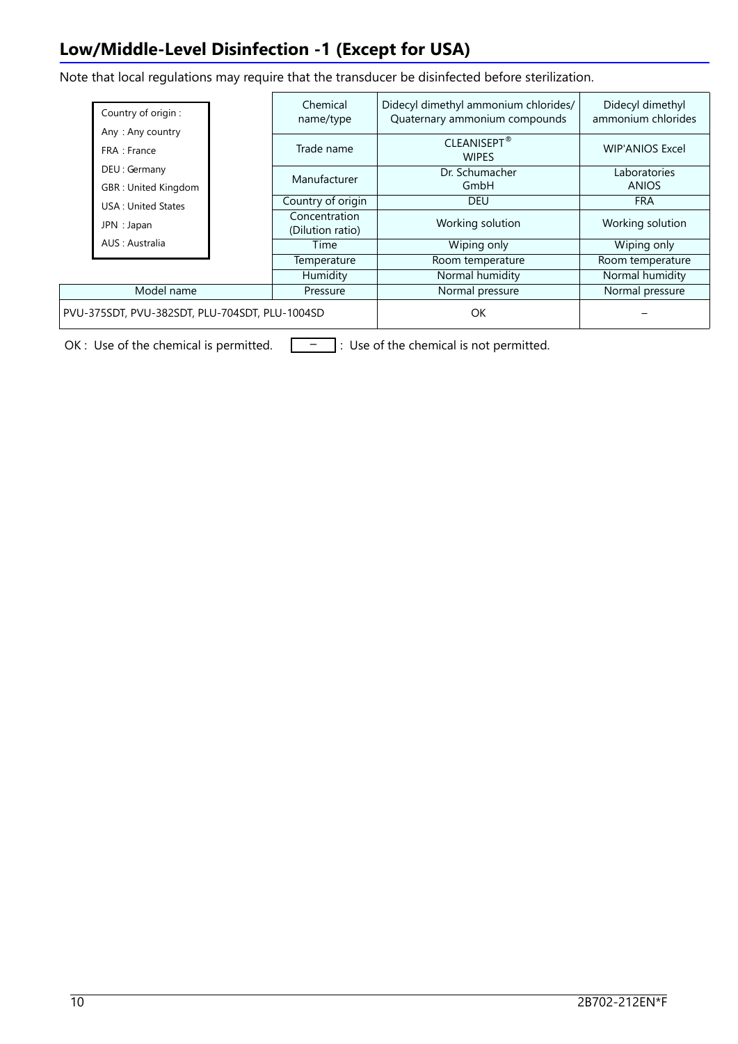## Low/Middle-Level Disinfection -1 (Except for USA)

Note that local regulations may require that the transducer be disinfected before sterilization.

Country of origin :
- Any : Any country
- FRA : France
- DEU : Germany
- GBR : United Kingdom
- USA : United States
- JPN : Japan
- AUS : Australia

| | Chemical name/type | Didecyl dimethyl ammonium chlorides/ Quaternary ammonium compounds | Didecyl dimethyl ammonium chlorides |
|---|---|---|---|
| | Trade name | CLEANISEPT® WIPES | WIP'ANIOS Excel |
| | Manufacturer | Dr. Schumacher GmbH | Laboratories ANIOS |
| | Country of origin | DEU | FRA |
| | Concentration (Dilution ratio) | Working solution | Working solution |
| | Time | Wiping only | Wiping only |
| | Temperature | Room temperature | Room temperature |
| | Humidity | Normal humidity | Normal humidity |
| Model name | Pressure | Normal pressure | Normal pressure |
| PVU-375SDT, PVU-382SDT, PLU-704SDT, PLU-1004SD | | OK | – |

OK : Use of the chemical is permitted. – : Use of the chemical is not permitted.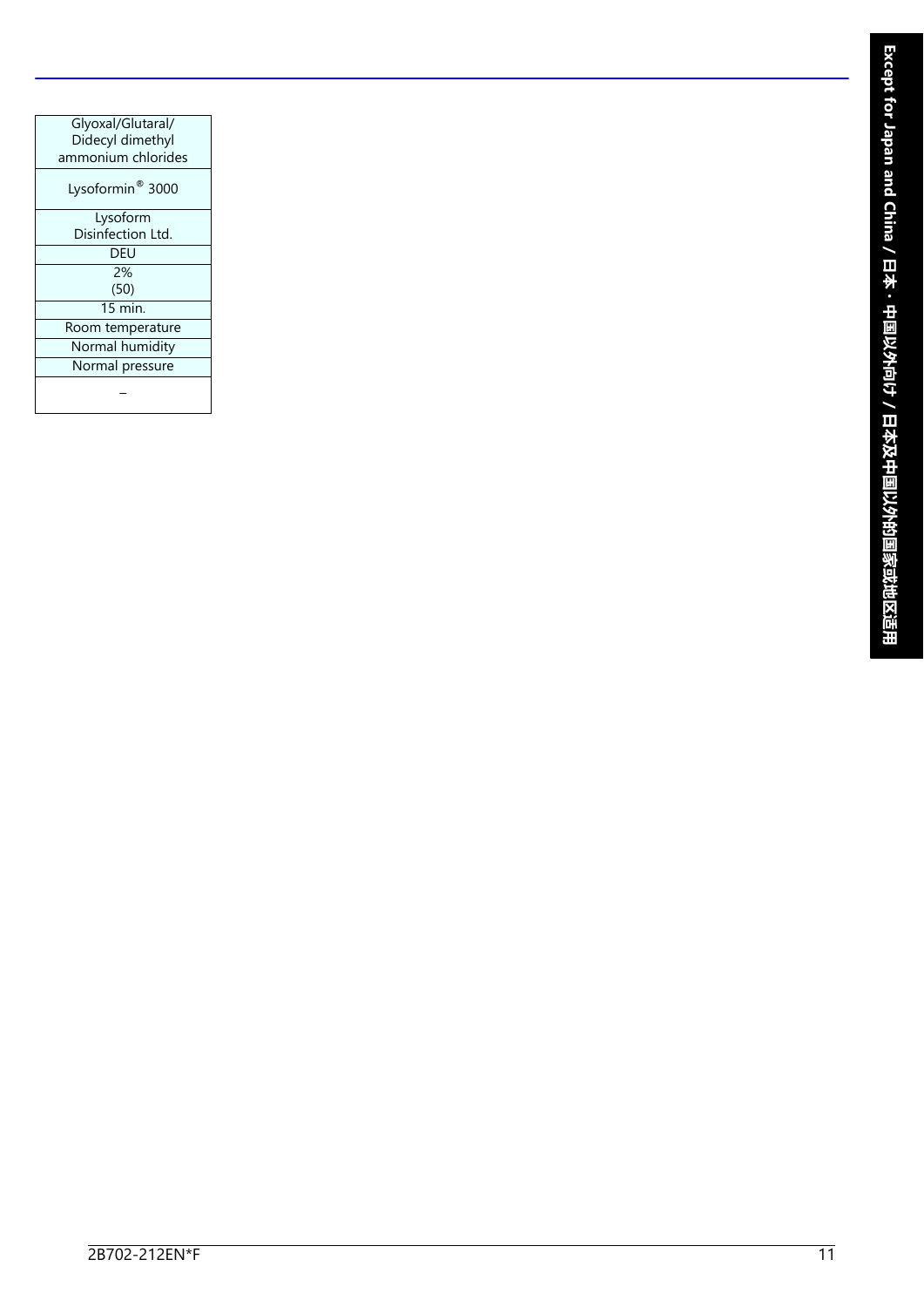| Glyoxal/Glutaral/ Didecyl dimethyl ammonium chlorides |
|---|
| Lysoformin® 3000 |
| Lysoform Disinfection Ltd. |
| DEU |
| 2% (50) |
| 15 min. |
| Room temperature |
| Normal humidity |
| Normal pressure |
| – |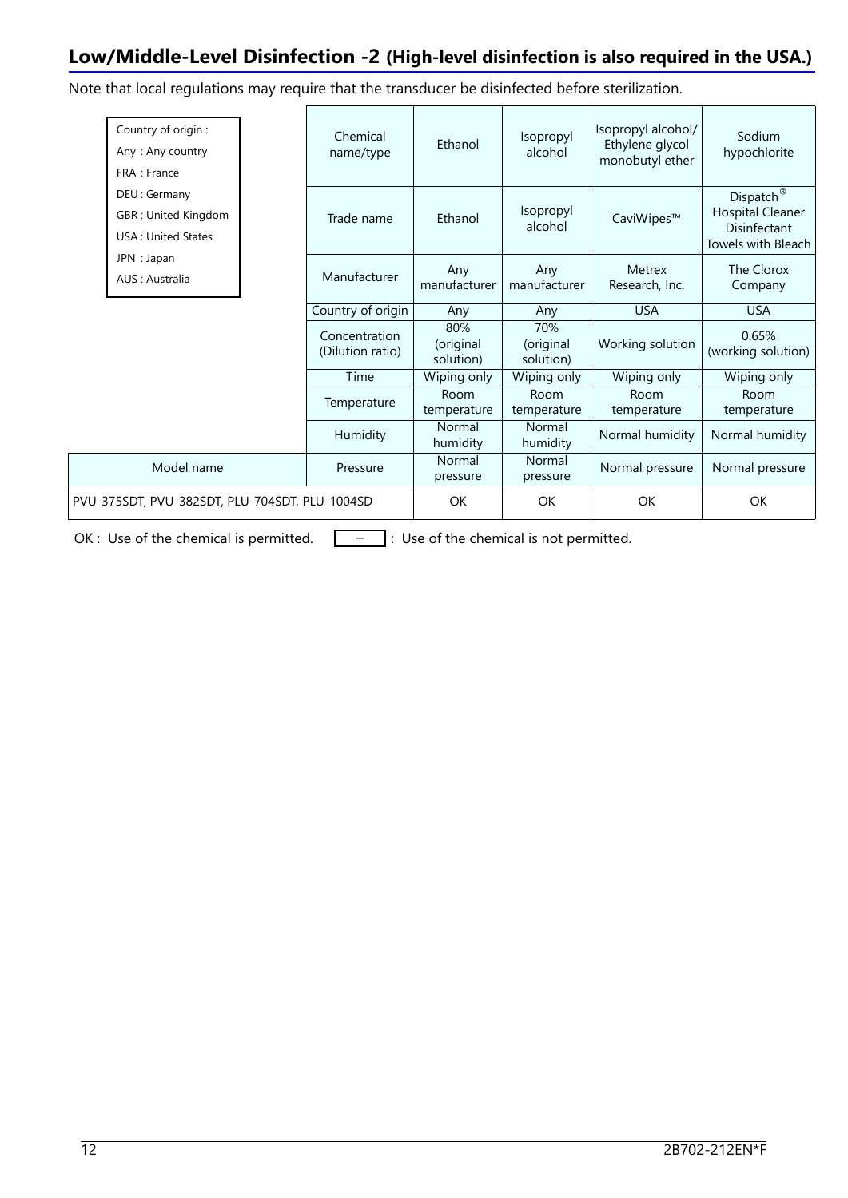## Low/Middle-Level Disinfection -2 (High-level disinfection is also required in the USA.)

Note that local regulations may require that the transducer be disinfected before sterilization.

Country of origin :
Any : Any country
FRA : France
DEU : Germany
GBR : United Kingdom
USA : United States
JPN : Japan
AUS : Australia

| | Chemical name/type | Ethanol | Isopropyl alcohol | Isopropyl alcohol/ Ethylene glycol monobutyl ether | Sodium hypochlorite |
|---|---|---|---|---|---|
| | Trade name | Ethanol | Isopropyl alcohol | CaviWipes™ | Dispatch® Hospital Cleaner Disinfectant Towels with Bleach |
| | Manufacturer | Any manufacturer | Any manufacturer | Metrex Research, Inc. | The Clorox Company |
| | Country of origin | Any | Any | USA | USA |
| | Concentration (Dilution ratio) | 80% (original solution) | 70% (original solution) | Working solution | 0.65% (working solution) |
| | Time | Wiping only | Wiping only | Wiping only | Wiping only |
| | Temperature | Room temperature | Room temperature | Room temperature | Room temperature |
| | Humidity | Normal humidity | Normal humidity | Normal humidity | Normal humidity |
| Model name | Pressure | Normal pressure | Normal pressure | Normal pressure | Normal pressure |
| PVU-375SDT, PVU-382SDT, PLU-704SDT, PLU-1004SD | | OK | OK | OK | OK |

OK : Use of the chemical is permitted. – : Use of the chemical is not permitted.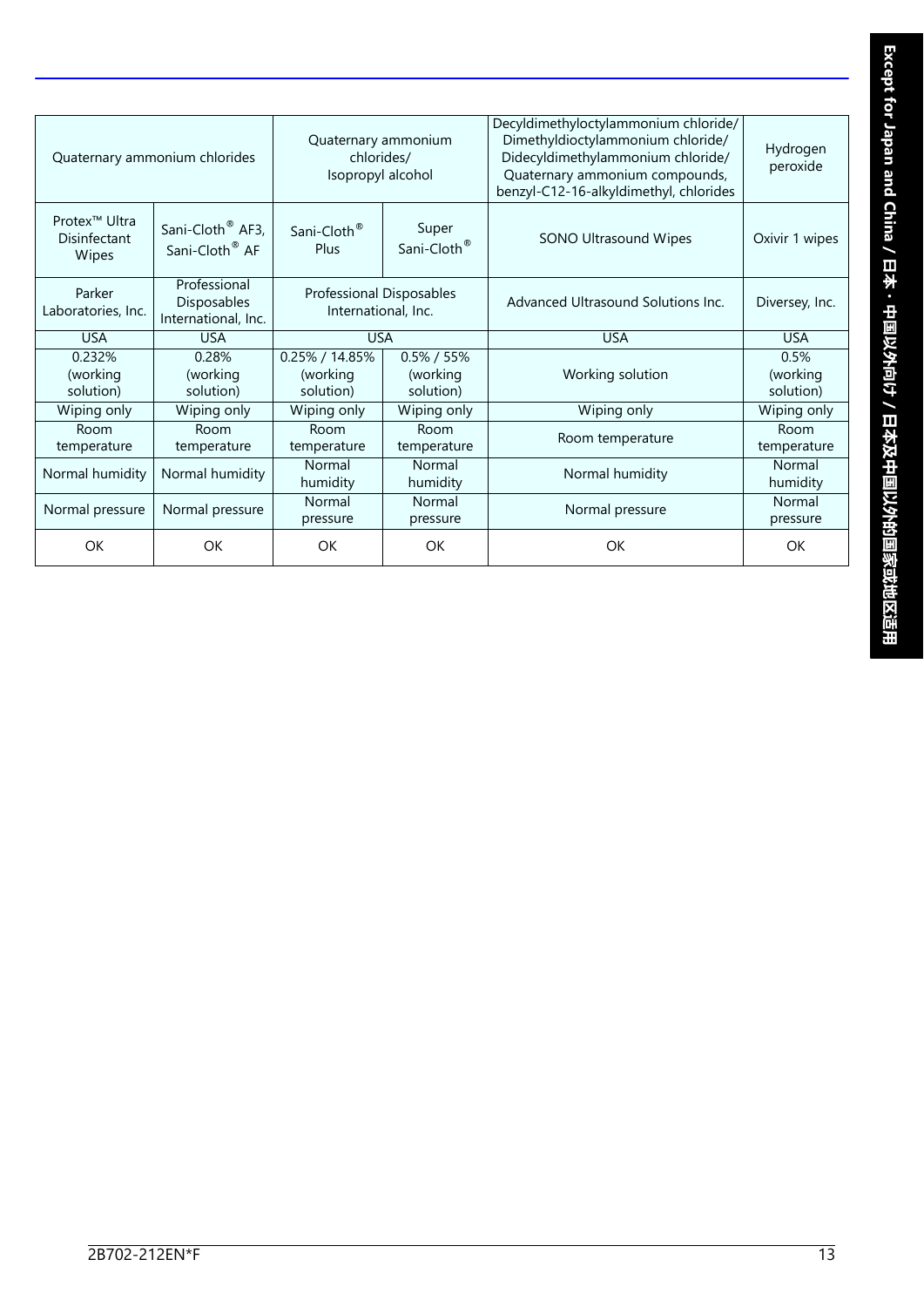| Quaternary ammonium chlorides | | Quaternary ammonium chlorides/ Isopropyl alcohol | | Decyldimethyloctylammonium chloride/ Dimethyldioctylammonium chloride/ Didecyldimethylammonium chloride/ Quaternary ammonium compounds, benzyl-C12-16-alkyldimethyl, chlorides | Hydrogen peroxide |
|---|---|---|---|---|---|
| Protex™ Ultra Disinfectant Wipes | Sani-Cloth® AF3, Sani-Cloth® AF | Sani-Cloth® Plus | Super Sani-Cloth® | SONO Ultrasound Wipes | Oxivir 1 wipes |
| Parker Laboratories, Inc. | Professional Disposables International, Inc. | Professional Disposables International, Inc. | | Advanced Ultrasound Solutions Inc. | Diversey, Inc. |
| USA | USA | USA | | USA | USA |
| 0.232% (working solution) | 0.28% (working solution) | 0.25% / 14.85% (working solution) | 0.5% / 55% (working solution) | Working solution | 0.5% (working solution) |
| Wiping only | Wiping only | Wiping only | Wiping only | Wiping only | Wiping only |
| Room temperature | Room temperature | Room temperature | Room temperature | Room temperature | Room temperature |
| Normal humidity | Normal humidity | Normal humidity | Normal humidity | Normal humidity | Normal humidity |
| Normal pressure | Normal pressure | Normal pressure | Normal pressure | Normal pressure | Normal pressure |
| OK | OK | OK | OK | OK | OK |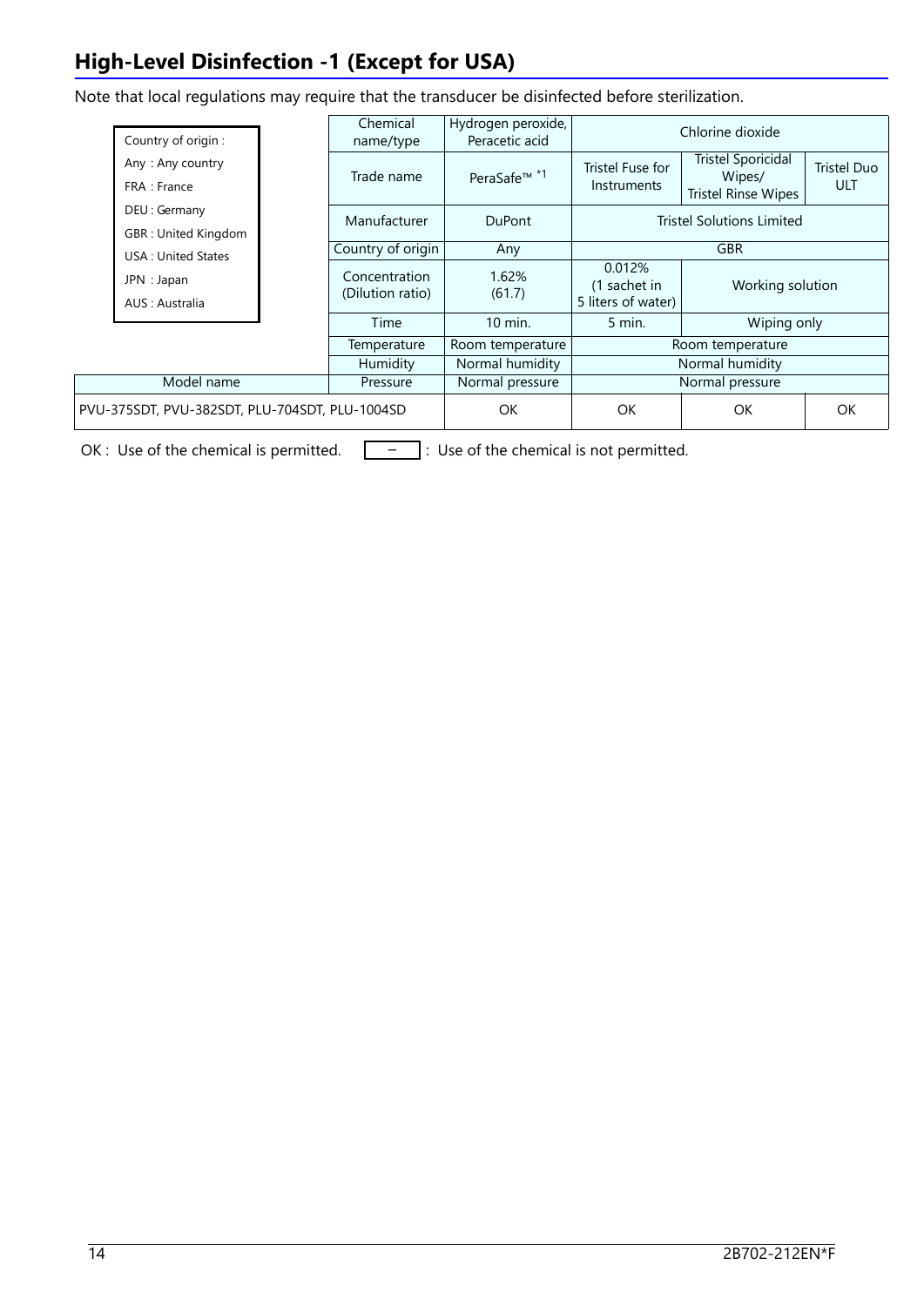## High-Level Disinfection -1 (Except for USA)

Note that local regulations may require that the transducer be disinfected before sterilization.

Country of origin :
- Any : Any country
- FRA : France
- DEU : Germany
- GBR : United Kingdom
- USA : United States
- JPN : Japan
- AUS : Australia

| | Chemical name/type | Hydrogen peroxide, Peracetic acid | Chlorine dioxide | | |
|---|---|---|---|---|---|
| | Trade name | PeraSafe™ *1 | Tristel Fuse for Instruments | Tristel Sporicidal Wipes/ Tristel Rinse Wipes | Tristel Duo ULT |
| | Manufacturer | DuPont | Tristel Solutions Limited | | |
| | Country of origin | Any | GBR | | |
| | Concentration (Dilution ratio) | 1.62% (61.7) | 0.012% (1 sachet in 5 liters of water) | Working solution | |
| | Time | 10 min. | 5 min. | Wiping only | |
| | Temperature | Room temperature | Room temperature | | |
| | Humidity | Normal humidity | Normal humidity | | |
| Model name | Pressure | Normal pressure | Normal pressure | | |
| PVU-375SDT, PVU-382SDT, PLU-704SDT, PLU-1004SD | | OK | OK | OK | OK |

OK : Use of the chemical is permitted. – : Use of the chemical is not permitted.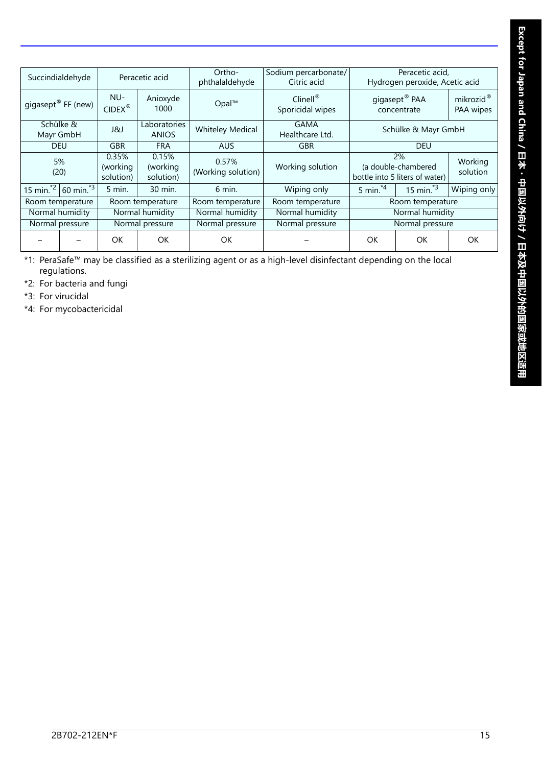| Succindialdehyde | | Peracetic acid | | Ortho-phthalaldehyde | Sodium percarbonate/ Citric acid | Peracetic acid, Hydrogen peroxide, Acetic acid | | |
|---|---|---|---|---|---|---|---|---|
| gigasept® FF (new) | | NU-CIDEX® | Anioxyde 1000 | Opal™ | Clinell® Sporicidal wipes | gigasept® PAA concentrate | | mikrozid® PAA wipes |
| Schülke & Mayr GmbH | | J&J | Laboratories ANIOS | Whiteley Medical | GAMA Healthcare Ltd. | Schülke & Mayr GmbH | | |
| DEU | | GBR | FRA | AUS | GBR | DEU | | |
| 5% (20) | | 0.35% (working solution) | 0.15% (working solution) | 0.57% (Working solution) | Working solution | 2% (a double-chambered bottle into 5 liters of water) | | Working solution |
| 15 min.*2 | 60 min.*3 | 5 min. | 30 min. | 6 min. | Wiping only | 5 min.*4 | 15 min.*3 | Wiping only |
| Room temperature | | Room temperature | | Room temperature | Room temperature | Room temperature | | |
| Normal humidity | | Normal humidity | | Normal humidity | Normal humidity | Normal humidity | | |
| Normal pressure | | Normal pressure | | Normal pressure | Normal pressure | Normal pressure | | |
| – | – | OK | OK | OK | – | OK | OK | OK |

*1: PeraSafe™ may be classified as a sterilizing agent or as a high-level disinfectant depending on the local regulations.

*2: For bacteria and fungi

*3: For virucidal

*4: For mycobactericidal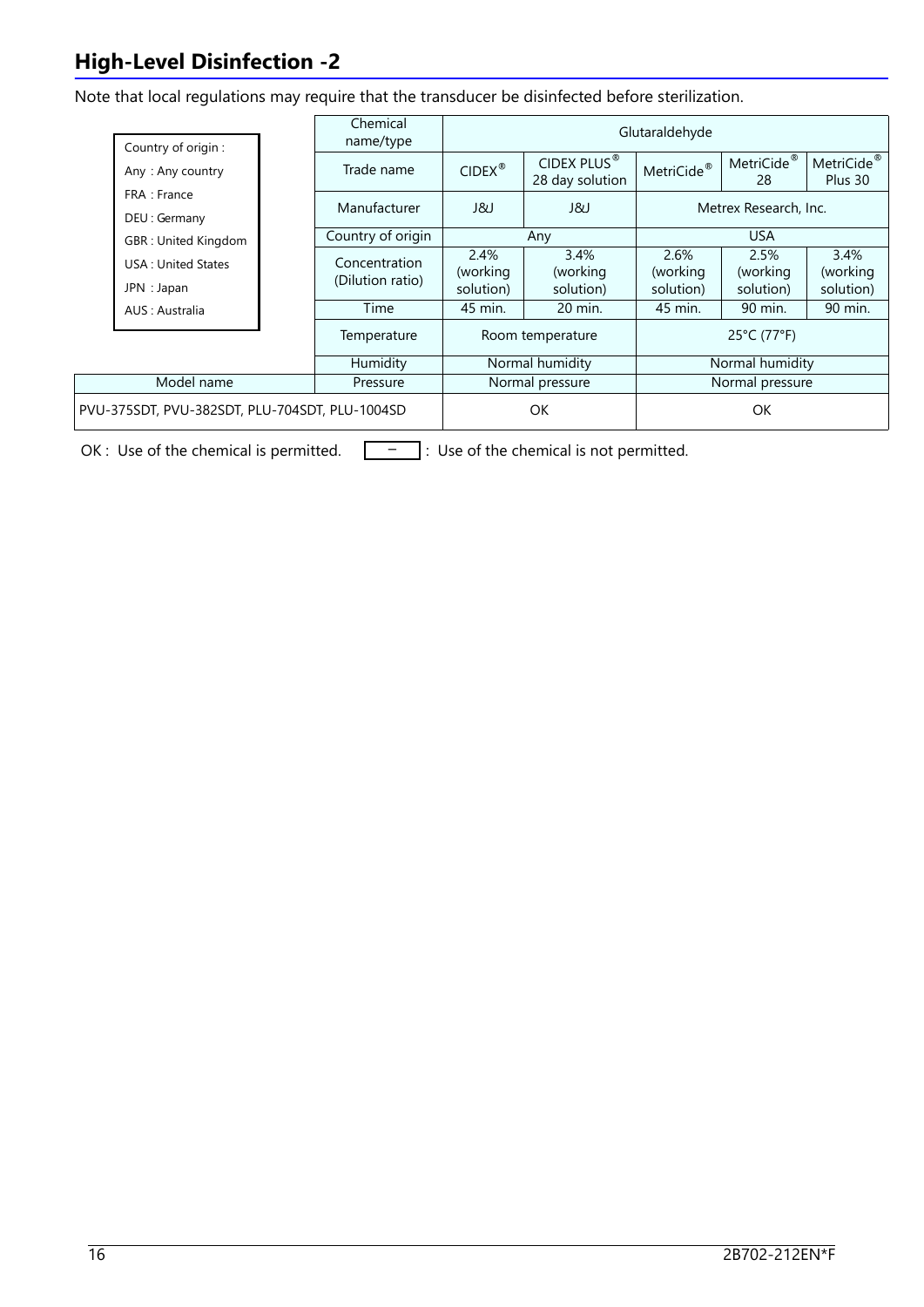## High-Level Disinfection -2

Note that local regulations may require that the transducer be disinfected before sterilization.

| Country of origin : |
|---|
| Any : Any country |
| FRA : France |
| DEU : Germany |
| GBR : United Kingdom |
| USA : United States |
| JPN : Japan |
| AUS : Australia |

| | Chemical name/type | Glutaraldehyde | | | | |
|---|---|---|---|---|---|---|
| | Trade name | CIDEX® | CIDEX PLUS® 28 day solution | MetriCide® | MetriCide® 28 | MetriCide® Plus 30 |
| | Manufacturer | J&J | J&J | Metrex Research, Inc. | | |
| | Country of origin | Any | | USA | | |
| | Concentration (Dilution ratio) | 2.4% (working solution) | 3.4% (working solution) | 2.6% (working solution) | 2.5% (working solution) | 3.4% (working solution) |
| | Time | 45 min. | 20 min. | 45 min. | 90 min. | 90 min. |
| | Temperature | Room temperature | | 25°C (77°F) | | |
| | Humidity | Normal humidity | | Normal humidity | | |
| Model name | Pressure | Normal pressure | | Normal pressure | | |
| PVU-375SDT, PVU-382SDT, PLU-704SDT, PLU-1004SD | | OK | | OK | | |

OK : Use of the chemical is permitted. &nbsp;&nbsp; – : Use of the chemical is not permitted.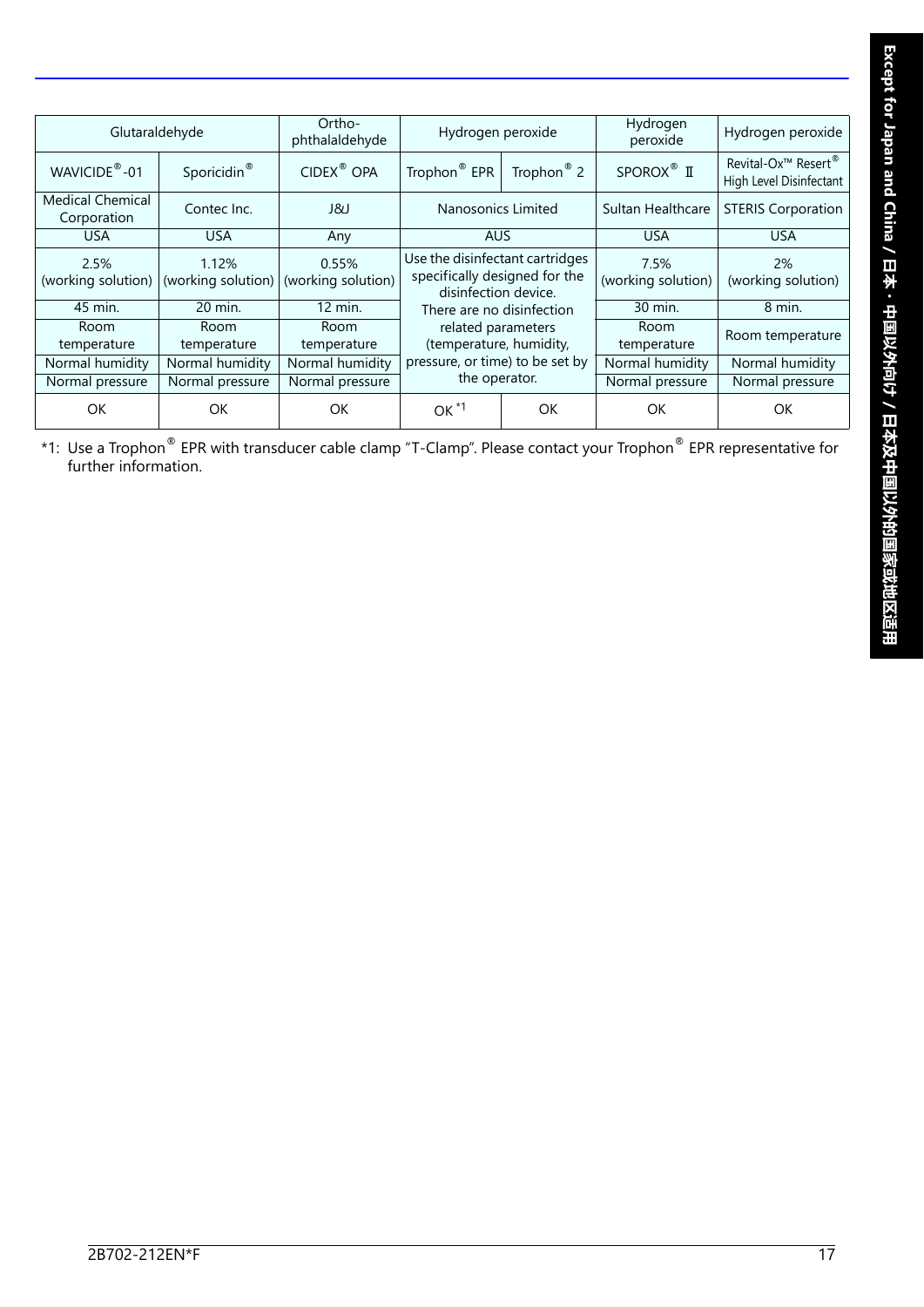| Glutaraldehyde | | Ortho-phthalaldehyde | Hydrogen peroxide | | Hydrogen peroxide | Hydrogen peroxide |
|---|---|---|---|---|---|---|
| WAVICIDE®-01 | Sporicidin® | CIDEX® OPA | Trophon® EPR | Trophon® 2 | SPOROX® Ⅱ | Revital-Ox™ Resert® High Level Disinfectant |
| Medical Chemical Corporation | Contec Inc. | J&J | Nanosonics Limited | | Sultan Healthcare | STERIS Corporation |
| USA | USA | Any | AUS | | USA | USA |
| 2.5% (working solution) | 1.12% (working solution) | 0.55% (working solution) | Use the disinfectant cartridges specifically designed for the disinfection device. There are no disinfection related parameters (temperature, humidity, pressure, or time) to be set by the operator. | | 7.5% (working solution) | 2% (working solution) |
| 45 min. | 20 min. | 12 min. | | | 30 min. | 8 min. |
| Room temperature | Room temperature | Room temperature | | | Room temperature | Room temperature |
| Normal humidity | Normal humidity | Normal humidity | | | Normal humidity | Normal humidity |
| Normal pressure | Normal pressure | Normal pressure | | | Normal pressure | Normal pressure |
| OK | OK | OK | OK [*1] | OK | OK | OK |

*1: Use a Trophon® EPR with transducer cable clamp “T-Clamp”. Please contact your Trophon® EPR representative for further information.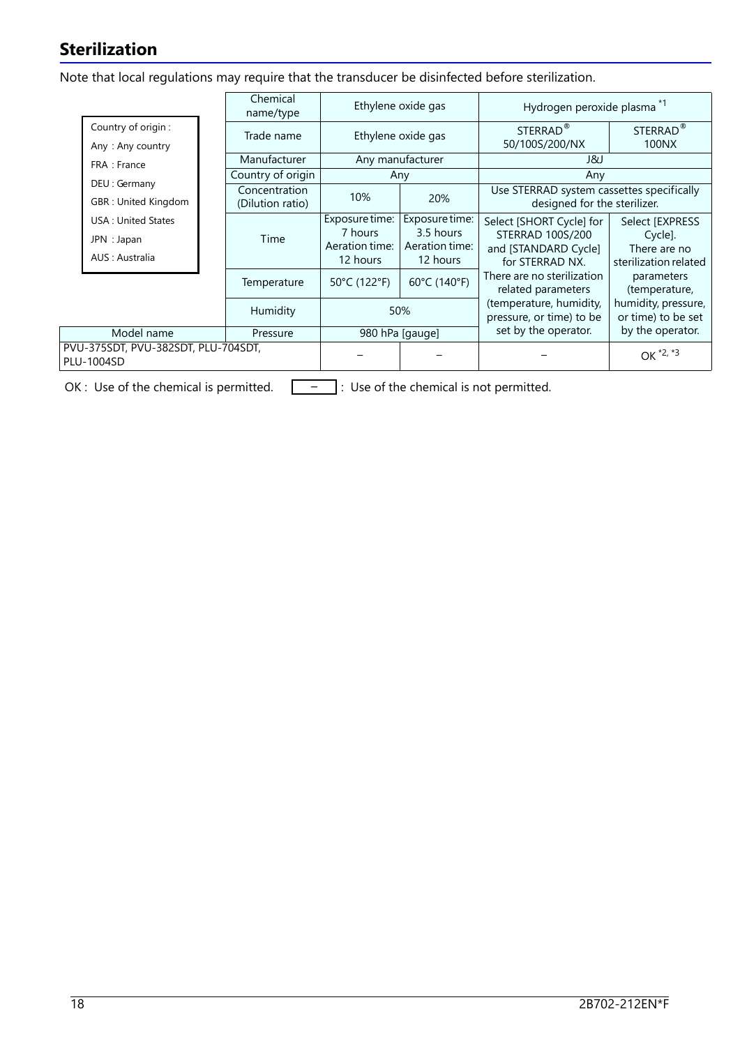## Sterilization

Note that local regulations may require that the transducer be disinfected before sterilization.

| Country of origin : Any : Any country; FRA : France; DEU : Germany; GBR : United Kingdom; USA : United States; JPN : Japan; AUS : Australia | Chemical name/type | Ethylene oxide gas | | Hydrogen peroxide plasma *1 | |
|---|---|---|---|---|---|
| | Trade name | Ethylene oxide gas | | STERRAD® 50/100S/200/NX | STERRAD® 100NX |
| | Manufacturer | Any manufacturer | | J&J | |
| | Country of origin | Any | | Any | |
| | Concentration (Dilution ratio) | 10% | 20% | Use STERRAD system cassettes specifically designed for the sterilizer. | |
| | Time | Exposure time: 7 hours Aeration time: 12 hours | Exposure time: 3.5 hours Aeration time: 12 hours | Select [SHORT Cycle] for STERRAD 100S/200 and [STANDARD Cycle] for STERRAD NX. There are no sterilization related parameters (temperature, humidity, pressure, or time) to be set by the operator. | Select [EXPRESS Cycle]. There are no sterilization related parameters (temperature, humidity, pressure, or time) to be set by the operator. |
| | Temperature | 50°C (122°F) | 60°C (140°F) | | |
| | Humidity | 50% | | | |
| Model name | Pressure | 980 hPa [gauge] | | | |
| PVU-375SDT, PVU-382SDT, PLU-704SDT, PLU-1004SD | | – | – | – | OK *2, *3 |

OK : Use of the chemical is permitted. – : Use of the chemical is not permitted.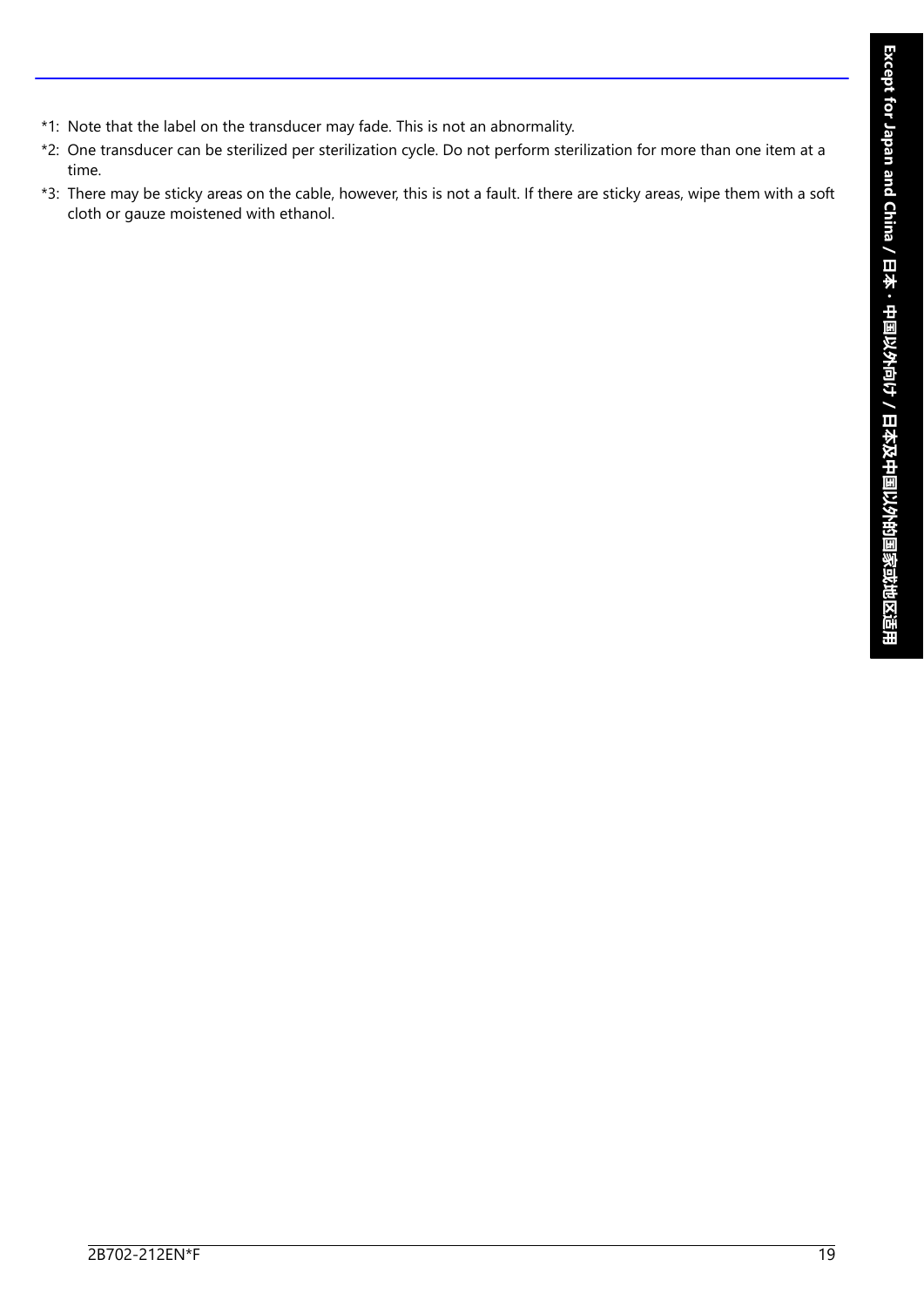*1: Note that the label on the transducer may fade. This is not an abnormality.

*2: One transducer can be sterilized per sterilization cycle. Do not perform sterilization for more than one item at a time.

*3: There may be sticky areas on the cable, however, this is not a fault. If there are sticky areas, wipe them with a soft cloth or gauze moistened with ethanol.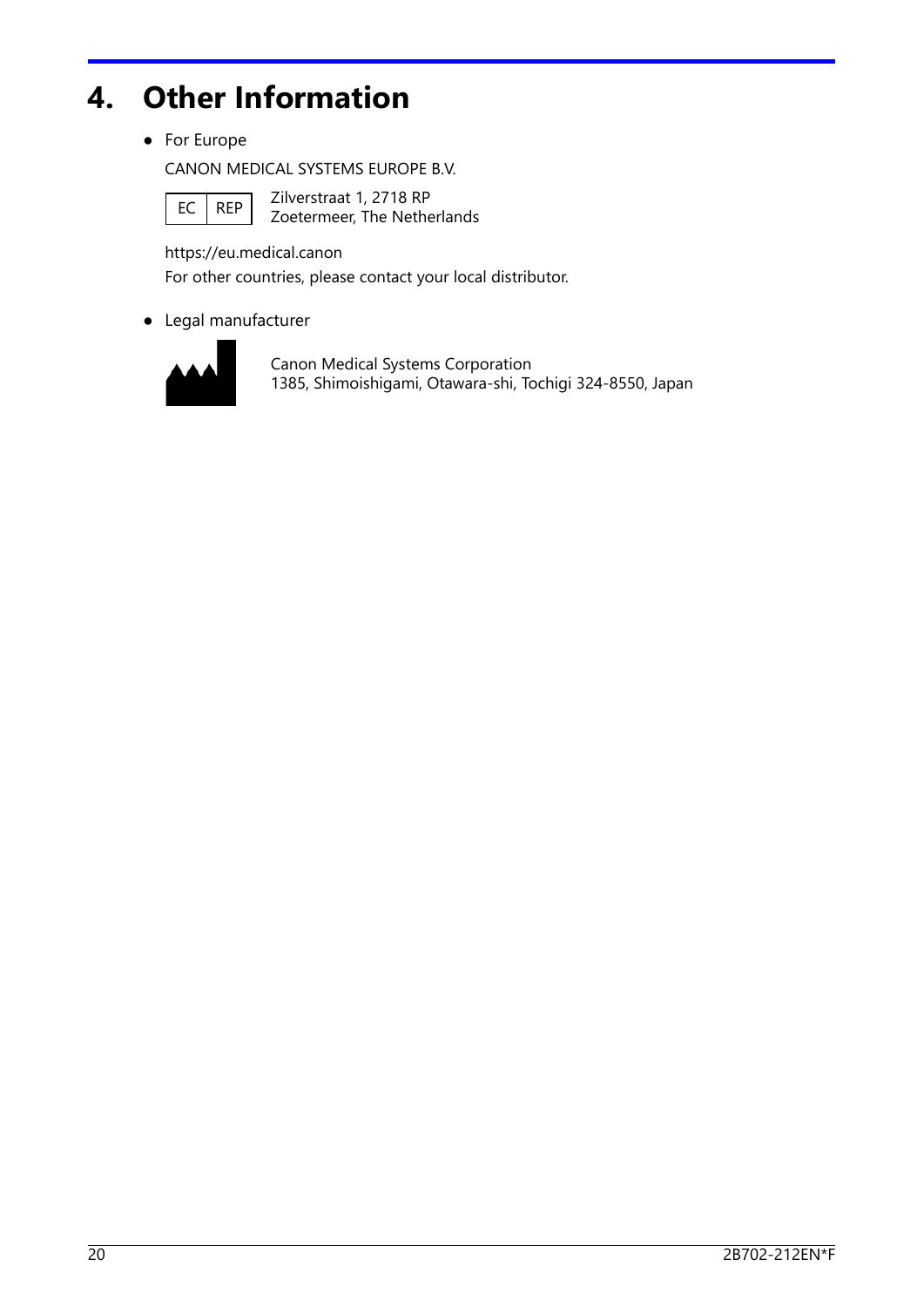# 4. Other Information

- For Europe

  CANON MEDICAL SYSTEMS EUROPE B.V.

  EC REP Zilverstraat 1, 2718 RP
  Zoetermeer, The Netherlands

  https://eu.medical.canon

  For other countries, please contact your local distributor.

- Legal manufacturer

  Canon Medical Systems Corporation
  1385, Shimoishigami, Otawara-shi, Tochigi 324-8550, Japan